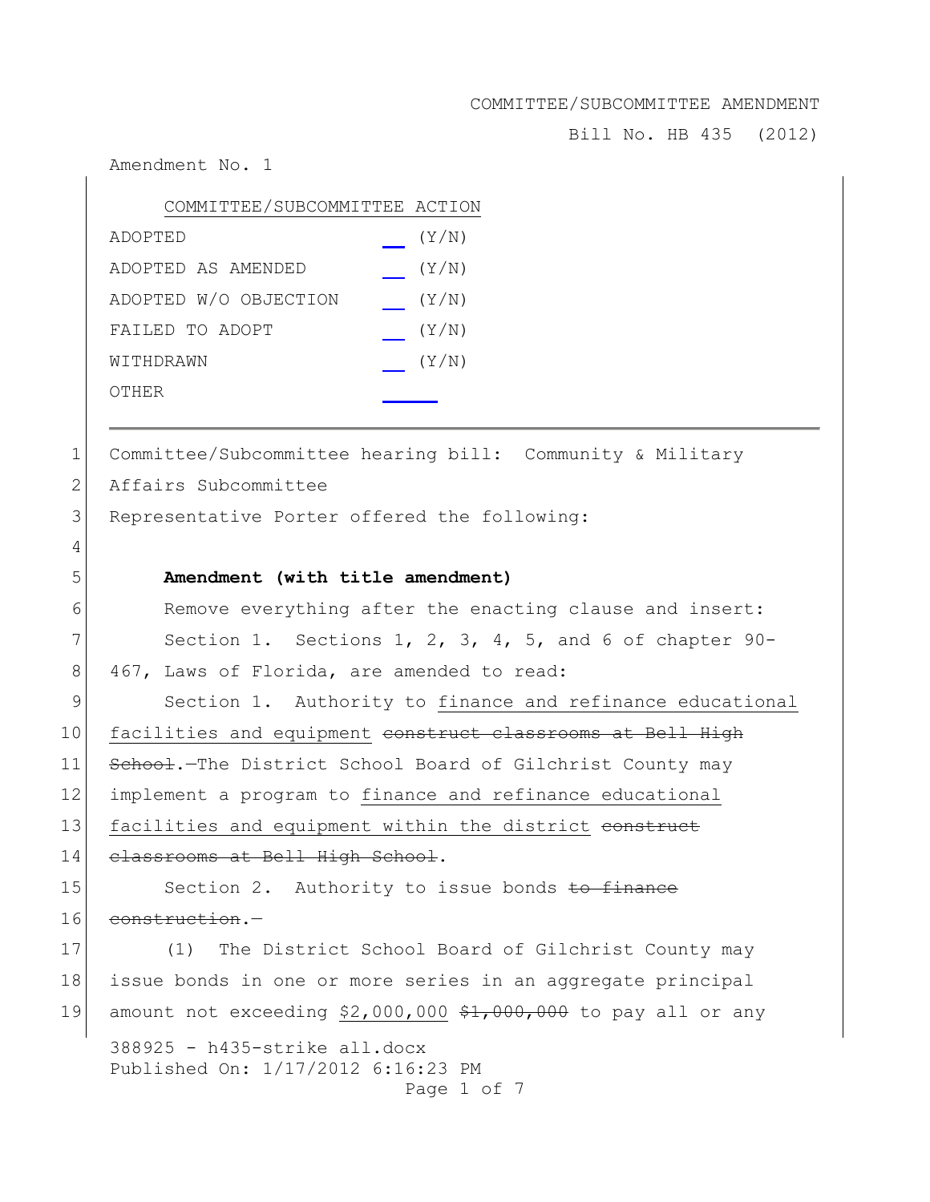COMMITTEE/SUBCOMMITTEE AMENDMENT

Bill No. HB 435 (2012)

Amendment No. 1

| COMMITTEE/SUBCOMMITTEE ACTION | |
|---|---|
| ADOPTED | __ (Y/N) |
| ADOPTED AS AMENDED | __ (Y/N) |
| ADOPTED W/O OBJECTION | __ (Y/N) |
| FAILED TO ADOPT | __ (Y/N) |
| WITHDRAWN | __ (Y/N) |
| OTHER | ______ |

Committee/Subcommittee hearing bill: Community & Military Affairs Subcommittee

Representative Porter offered the following:

**Amendment (with title amendment)**

Remove everything after the enacting clause and insert:

Section 1. Sections 1, 2, 3, 4, 5, and 6 of chapter 90-467, Laws of Florida, are amended to read:

Section 1. Authority to <u>finance and refinance educational facilities and equipment</u> ~~construct classrooms at Bell High School~~.—The District School Board of Gilchrist County may implement a program to <u>finance and refinance educational facilities and equipment within the district</u> ~~construct classrooms at Bell High School~~.

Section 2. Authority to issue bonds ~~to finance construction~~.—

(1) The District School Board of Gilchrist County may issue bonds in one or more series in an aggregate principal amount not exceeding <u>$2,000,000</u> ~~$1,000,000~~ to pay all or any

388925 - h435-strike all.docx

Published On: 1/17/2012 6:16:23 PM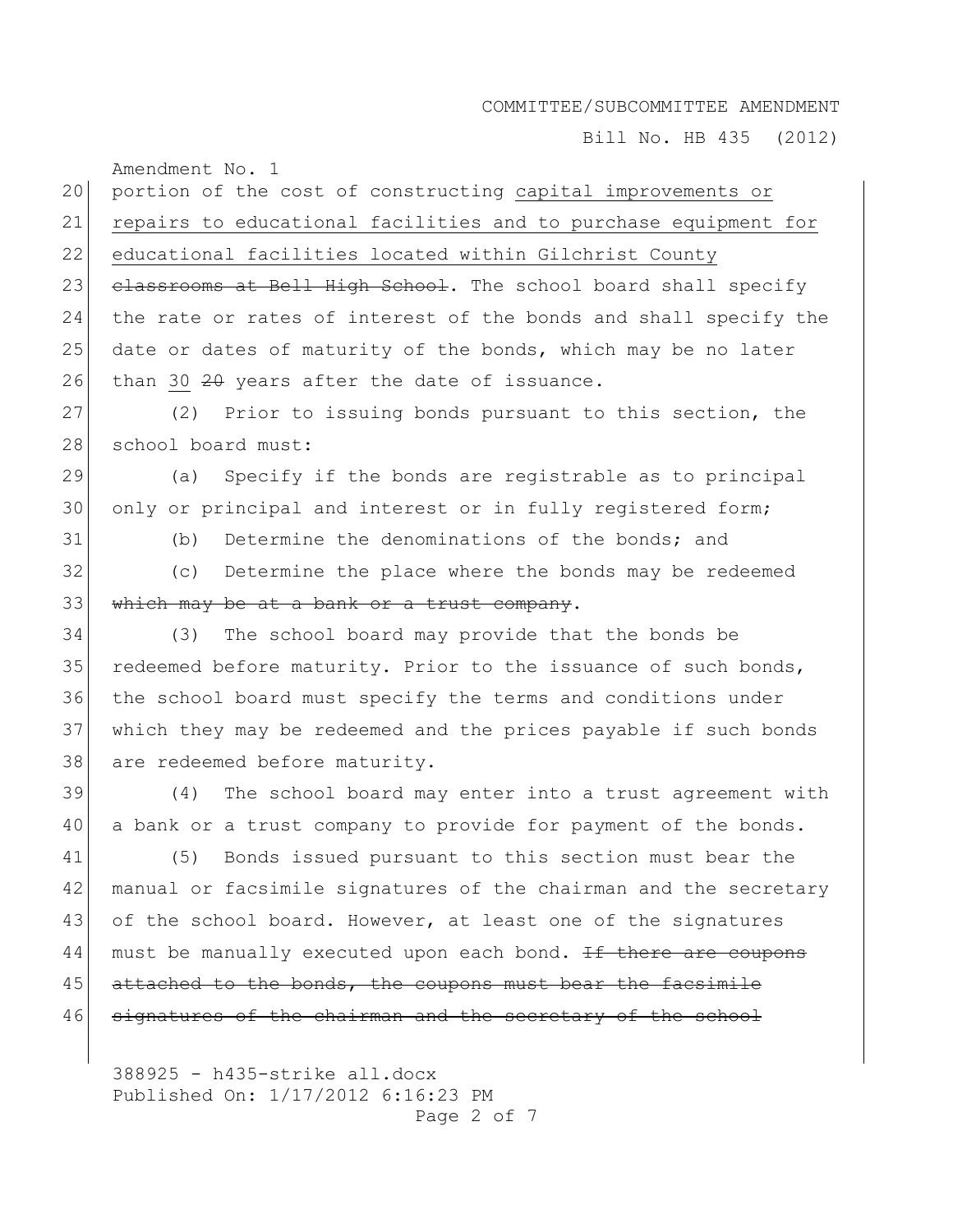portion of the cost of constructing <u>capital improvements or repairs to educational facilities and to purchase equipment for educational facilities located within Gilchrist County</u> ~~classrooms at Bell High School~~. The school board shall specify the rate or rates of interest of the bonds and shall specify the date or dates of maturity of the bonds, which may be no later than <u>30</u> ~~20~~ years after the date of issuance.

(2) Prior to issuing bonds pursuant to this section, the school board must:

(a) Specify if the bonds are registrable as to principal only or principal and interest or in fully registered form;

(b) Determine the denominations of the bonds; and

(c) Determine the place where the bonds may be redeemed ~~which may be at a bank or a trust company~~.

(3) The school board may provide that the bonds be redeemed before maturity. Prior to the issuance of such bonds, the school board must specify the terms and conditions under which they may be redeemed and the prices payable if such bonds are redeemed before maturity.

(4) The school board may enter into a trust agreement with a bank or a trust company to provide for payment of the bonds.

(5) Bonds issued pursuant to this section must bear the manual or facsimile signatures of the chairman and the secretary of the school board. However, at least one of the signatures must be manually executed upon each bond. ~~If there are coupons attached to the bonds, the coupons must bear the facsimile signatures of the chairman and the secretary of the school~~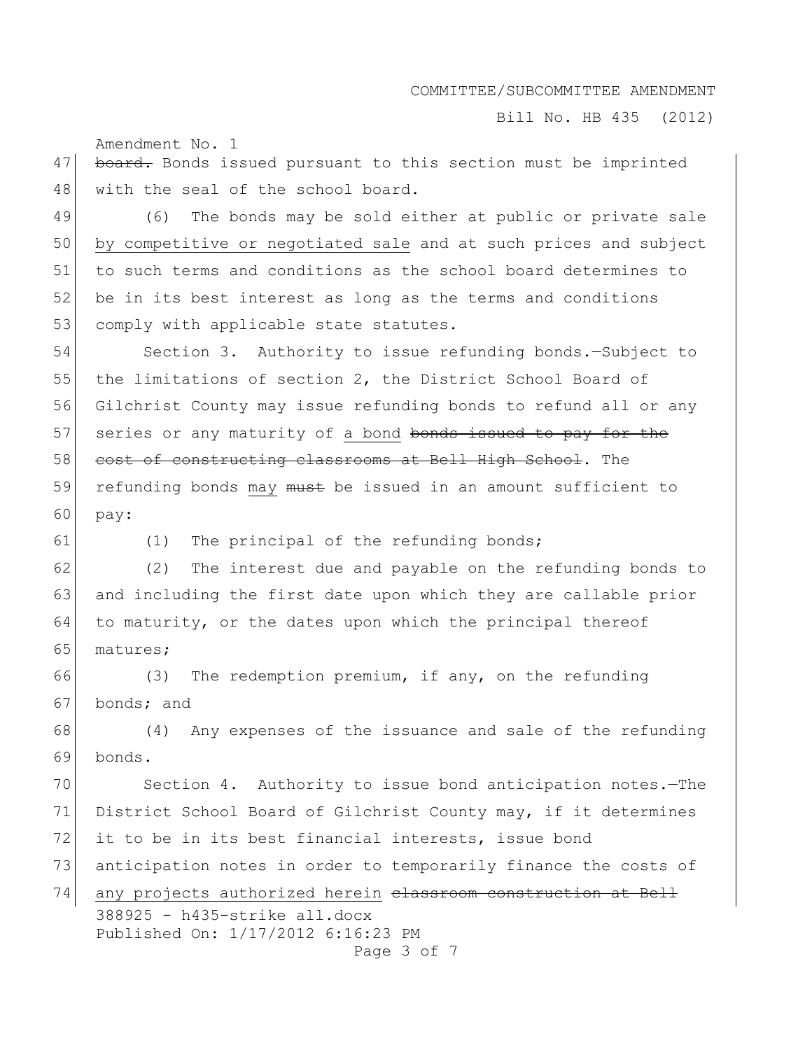~~board.~~ Bonds issued pursuant to this section must be imprinted with the seal of the school board.

(6) The bonds may be sold either at public or private sale <u>by competitive or negotiated sale</u> and at such prices and subject to such terms and conditions as the school board determines to be in its best interest as long as the terms and conditions comply with applicable state statutes.

Section 3. Authority to issue refunding bonds.—Subject to the limitations of section 2, the District School Board of Gilchrist County may issue refunding bonds to refund all or any series or any maturity of <u>a bond</u> ~~bonds issued to pay for the cost of constructing classrooms at Bell High School~~. The refunding bonds <u>may</u> ~~must~~ be issued in an amount sufficient to pay:

(1) The principal of the refunding bonds;

(2) The interest due and payable on the refunding bonds to and including the first date upon which they are callable prior to maturity, or the dates upon which the principal thereof matures;

(3) The redemption premium, if any, on the refunding bonds; and

(4) Any expenses of the issuance and sale of the refunding bonds.

Section 4. Authority to issue bond anticipation notes.—The District School Board of Gilchrist County may, if it determines it to be in its best financial interests, issue bond anticipation notes in order to temporarily finance the costs of <u>any projects authorized herein</u> ~~classroom construction at Bell~~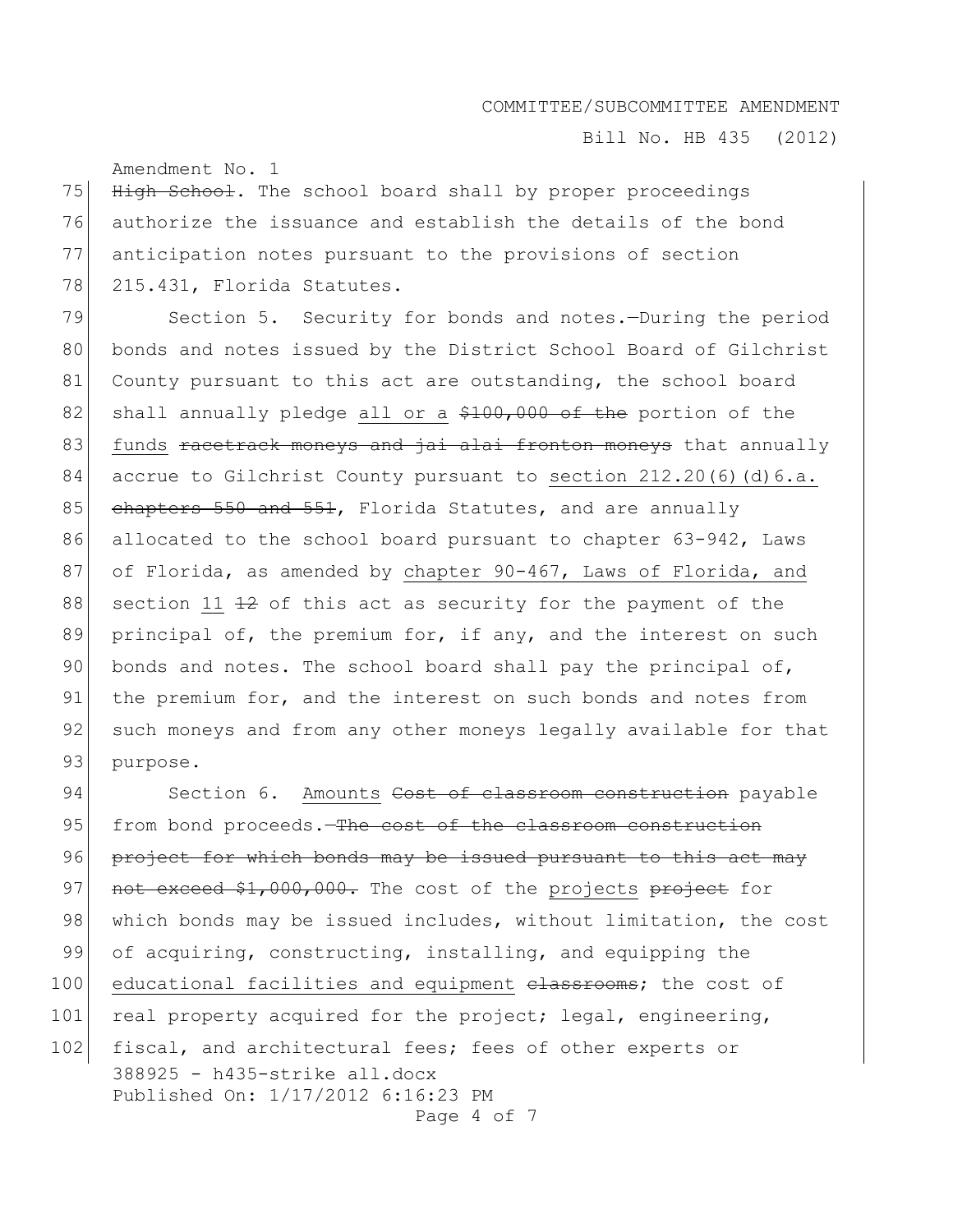High School. The school board shall by proper proceedings authorize the issuance and establish the details of the bond anticipation notes pursuant to the provisions of section 215.431, Florida Statutes.

Section 5. Security for bonds and notes.—During the period bonds and notes issued by the District School Board of Gilchrist County pursuant to this act are outstanding, the school board shall annually pledge all or a $100,000 of the portion of the funds racetrack moneys and jai alai fronton moneys that annually accrue to Gilchrist County pursuant to section 212.20(6)(d)6.a. chapters 550 and 551, Florida Statutes, and are annually allocated to the school board pursuant to chapter 63-942, Laws of Florida, as amended by chapter 90-467, Laws of Florida, and section 11 12 of this act as security for the payment of the principal of, the premium for, if any, and the interest on such bonds and notes. The school board shall pay the principal of, the premium for, and the interest on such bonds and notes from such moneys and from any other moneys legally available for that purpose.

Section 6. Amounts Cost of classroom construction payable from bond proceeds.—The cost of the classroom construction project for which bonds may be issued pursuant to this act may not exceed $1,000,000. The cost of the projects project for which bonds may be issued includes, without limitation, the cost of acquiring, constructing, installing, and equipping the educational facilities and equipment classrooms; the cost of real property acquired for the project; legal, engineering, fiscal, and architectural fees; fees of other experts or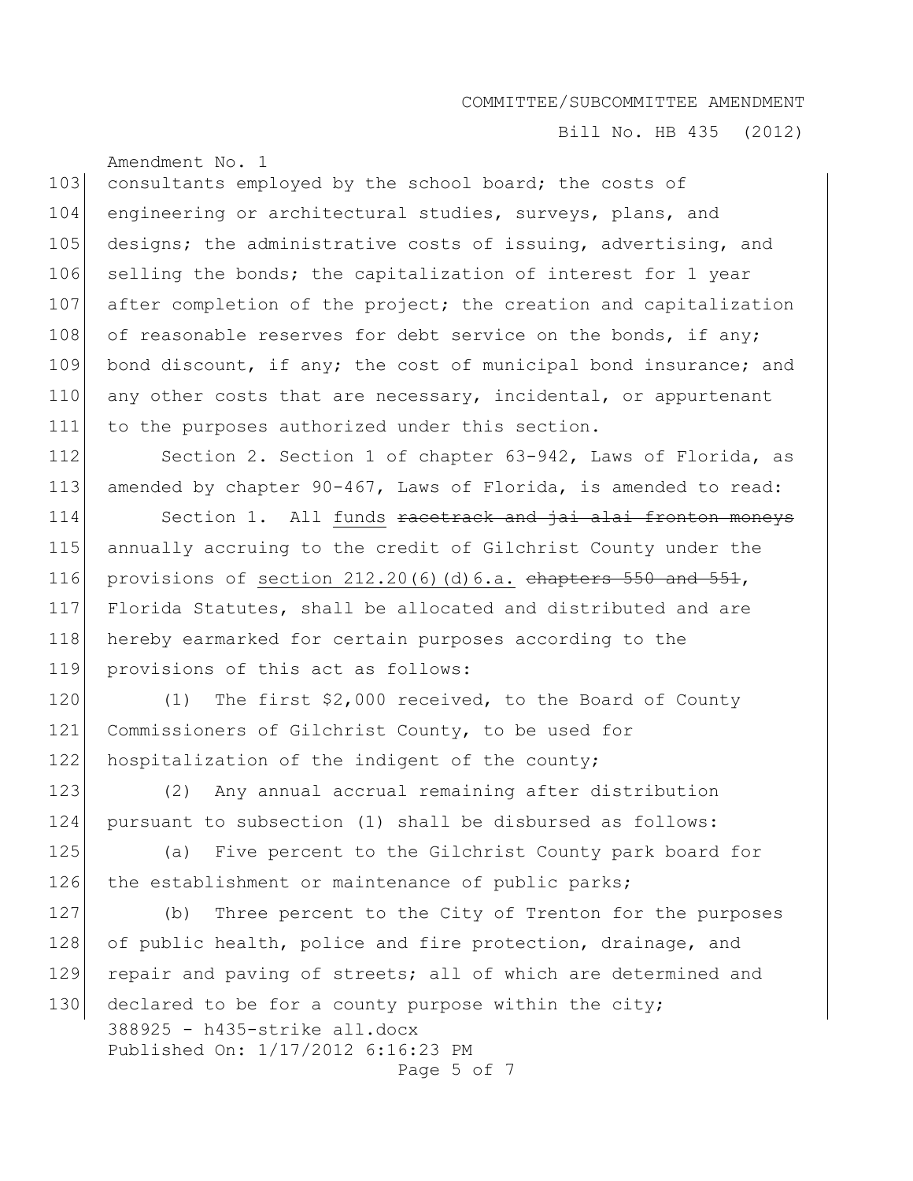consultants employed by the school board; the costs of engineering or architectural studies, surveys, plans, and designs; the administrative costs of issuing, advertising, and selling the bonds; the capitalization of interest for 1 year after completion of the project; the creation and capitalization of reasonable reserves for debt service on the bonds, if any; bond discount, if any; the cost of municipal bond insurance; and any other costs that are necessary, incidental, or appurtenant to the purposes authorized under this section.

Section 2. Section 1 of chapter 63-942, Laws of Florida, as amended by chapter 90-467, Laws of Florida, is amended to read:

Section 1. All funds ~~racetrack and jai alai fronton moneys~~ annually accruing to the credit of Gilchrist County under the provisions of section 212.20(6)(d)6.a. ~~chapters 550 and 551~~, Florida Statutes, shall be allocated and distributed and are hereby earmarked for certain purposes according to the provisions of this act as follows:

(1) The first $2,000 received, to the Board of County Commissioners of Gilchrist County, to be used for hospitalization of the indigent of the county;

(2) Any annual accrual remaining after distribution pursuant to subsection (1) shall be disbursed as follows:

(a) Five percent to the Gilchrist County park board for the establishment or maintenance of public parks;

(b) Three percent to the City of Trenton for the purposes of public health, police and fire protection, drainage, and repair and paving of streets; all of which are determined and declared to be for a county purpose within the city;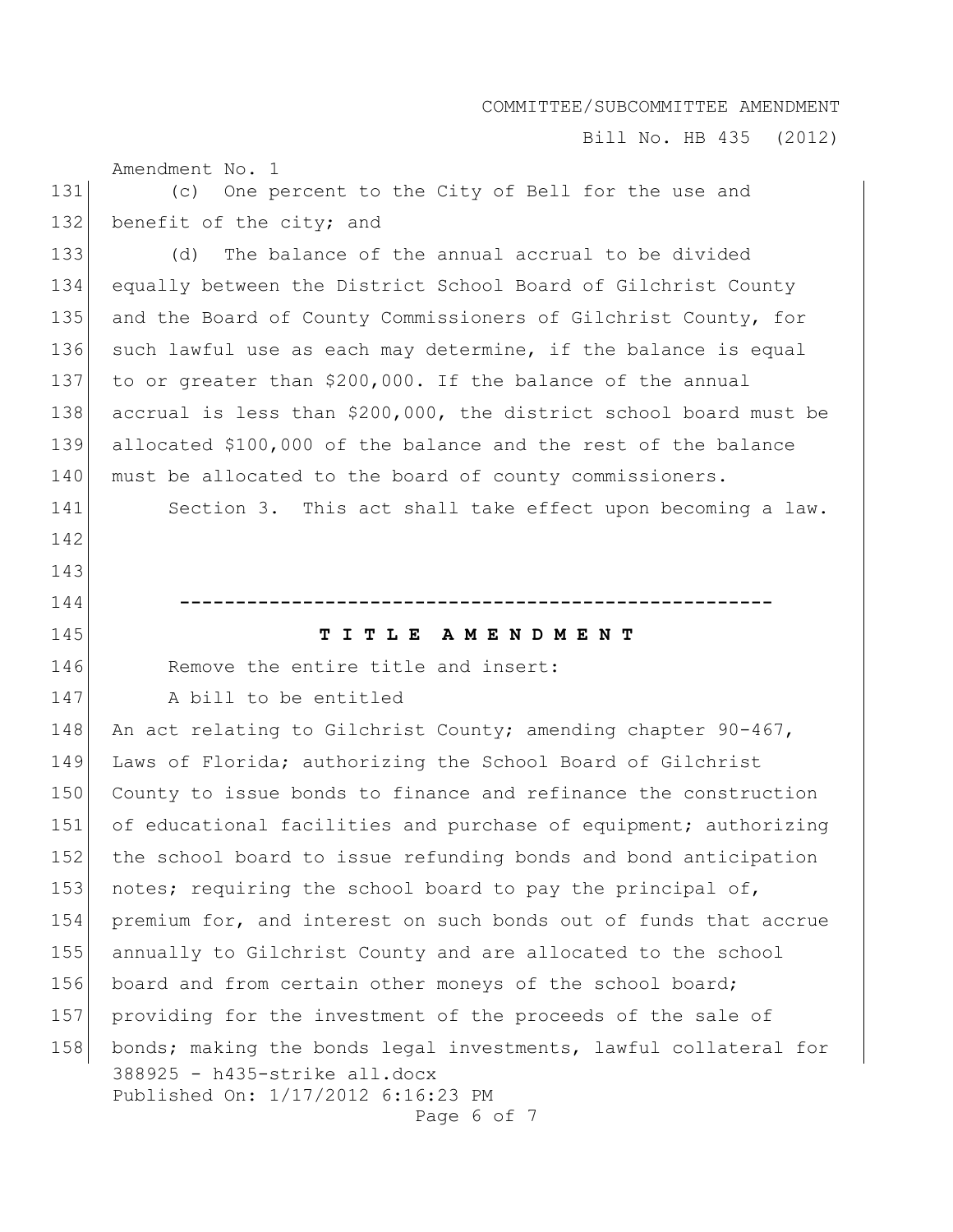(c) One percent to the City of Bell for the use and benefit of the city; and

(d) The balance of the annual accrual to be divided equally between the District School Board of Gilchrist County and the Board of County Commissioners of Gilchrist County, for such lawful use as each may determine, if the balance is equal to or greater than $200,000. If the balance of the annual accrual is less than $200,000, the district school board must be allocated $100,000 of the balance and the rest of the balance must be allocated to the board of county commissioners.

Section 3. This act shall take effect upon becoming a law.

-----------------------------------------------------

**T I T L E   A M E N D M E N T**

Remove the entire title and insert:

A bill to be entitled

An act relating to Gilchrist County; amending chapter 90-467, Laws of Florida; authorizing the School Board of Gilchrist County to issue bonds to finance and refinance the construction of educational facilities and purchase of equipment; authorizing the school board to issue refunding bonds and bond anticipation notes; requiring the school board to pay the principal of, premium for, and interest on such bonds out of funds that accrue annually to Gilchrist County and are allocated to the school board and from certain other moneys of the school board; providing for the investment of the proceeds of the sale of bonds; making the bonds legal investments, lawful collateral for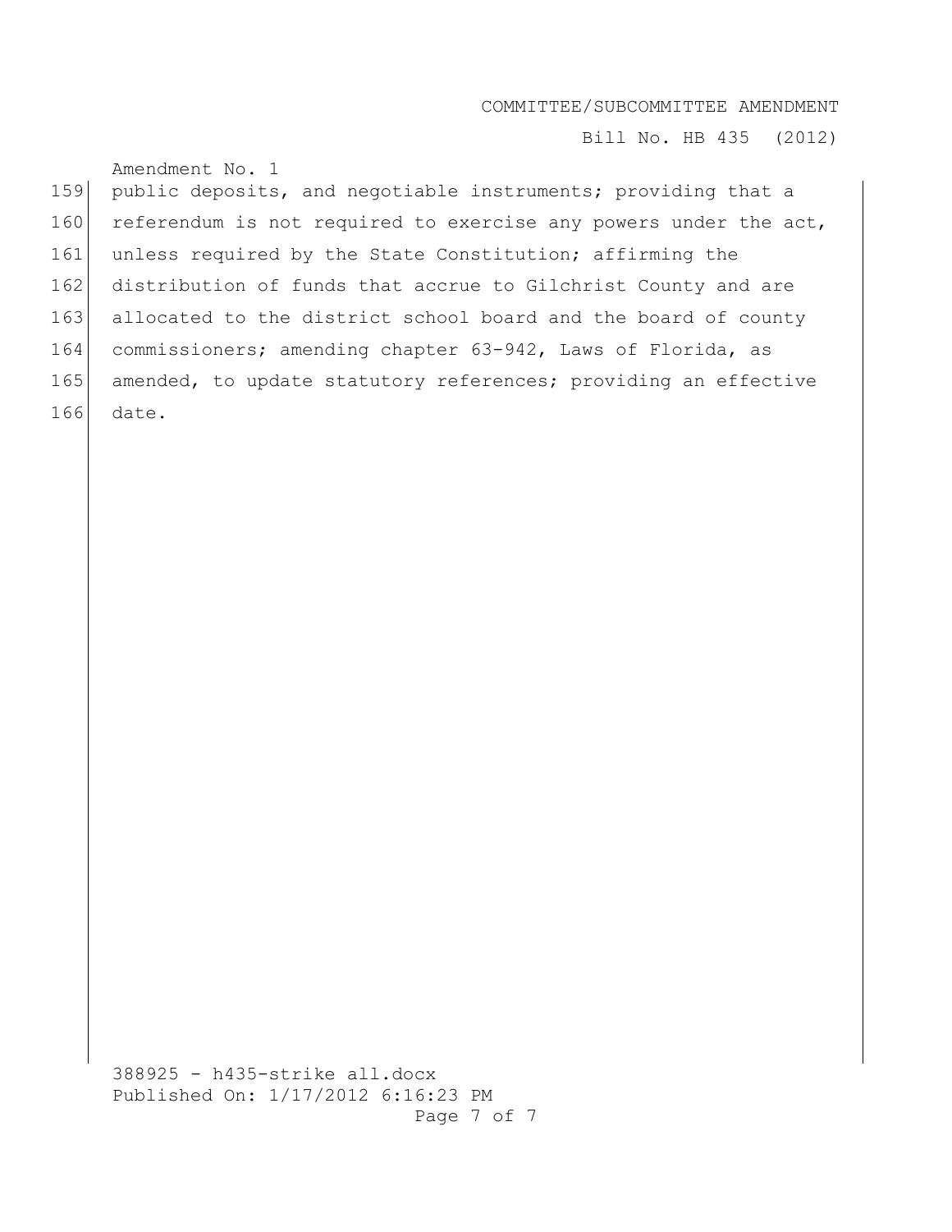public deposits, and negotiable instruments; providing that a referendum is not required to exercise any powers under the act, unless required by the State Constitution; affirming the distribution of funds that accrue to Gilchrist County and are allocated to the district school board and the board of county commissioners; amending chapter 63-942, Laws of Florida, as amended, to update statutory references; providing an effective date.